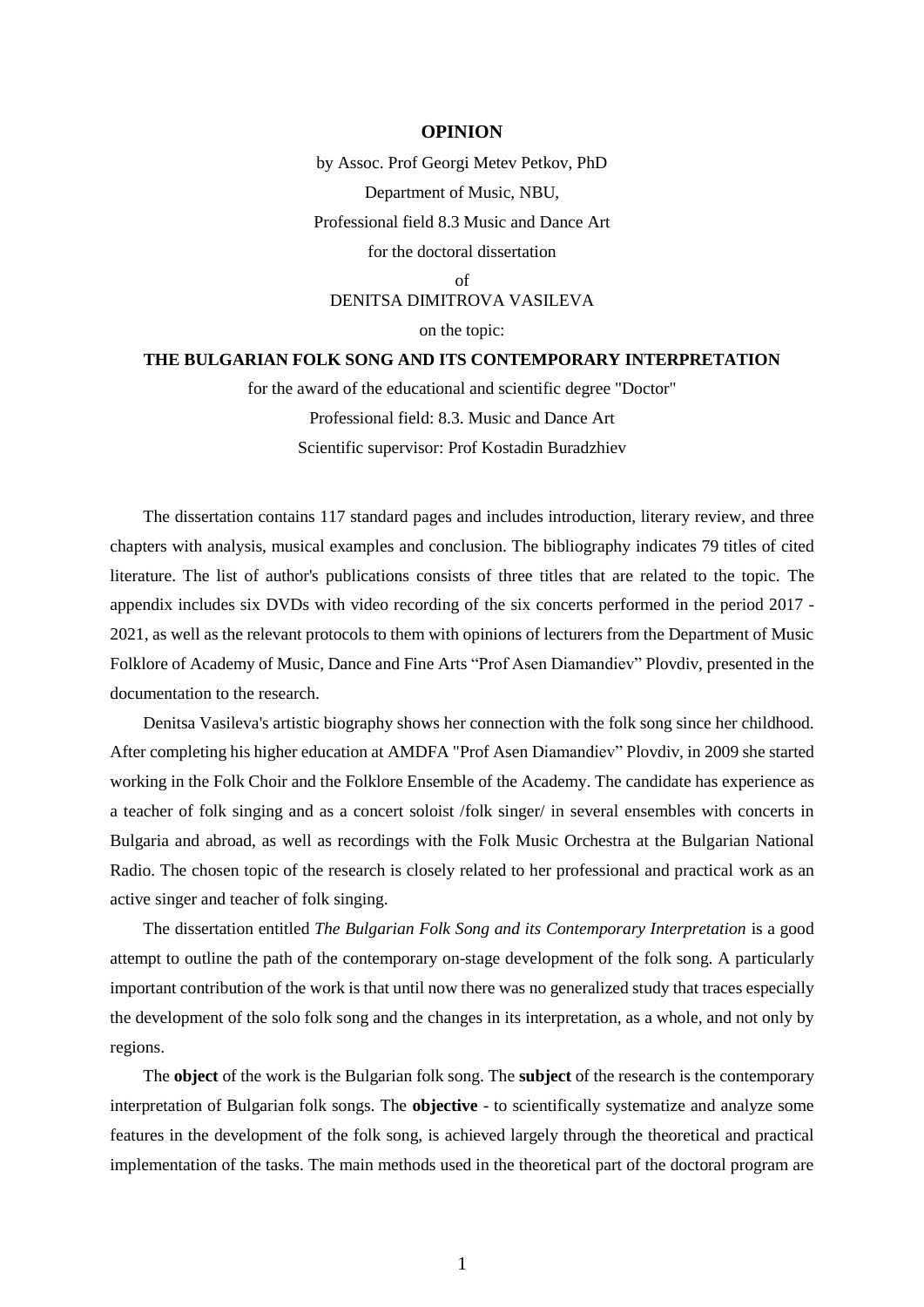# OPINION

by Assoc. Prof Georgi Metev Petkov, PhD

Department of Music, NBU,

Professional field 8.3 Music and Dance Art

for the doctoral dissertation

of

DENITSA DIMITROVA VASILEVA

on the topic:

**THE BULGARIAN FOLK SONG AND ITS CONTEMPORARY INTERPRETATION**

for the award of the educational and scientific degree "Doctor"

Professional field: 8.3. Music and Dance Art

Scientific supervisor: Prof Kostadin Buradzhiev

The dissertation contains 117 standard pages and includes introduction, literary review, and three chapters with analysis, musical examples and conclusion. The bibliography indicates 79 titles of cited literature. The list of author's publications consists of three titles that are related to the topic. The appendix includes six DVDs with video recording of the six concerts performed in the period 2017 - 2021, as well as the relevant protocols to them with opinions of lecturers from the Department of Music Folklore of Academy of Music, Dance and Fine Arts "Prof Asen Diamandiev" Plovdiv, presented in the documentation to the research.

Denitsa Vasileva's artistic biography shows her connection with the folk song since her childhood. After completing his higher education at AMDFA "Prof Asen Diamandiev" Plovdiv, in 2009 she started working in the Folk Choir and the Folklore Ensemble of the Academy. The candidate has experience as a teacher of folk singing and as a concert soloist /folk singer/ in several ensembles with concerts in Bulgaria and abroad, as well as recordings with the Folk Music Orchestra at the Bulgarian National Radio. The chosen topic of the research is closely related to her professional and practical work as an active singer and teacher of folk singing.

The dissertation entitled *The Bulgarian Folk Song and its Contemporary Interpretation* is a good attempt to outline the path of the contemporary on-stage development of the folk song. A particularly important contribution of the work is that until now there was no generalized study that traces especially the development of the solo folk song and the changes in its interpretation, as a whole, and not only by regions.

The **object** of the work is the Bulgarian folk song. The **subject** of the research is the contemporary interpretation of Bulgarian folk songs. The **objective** - to scientifically systematize and analyze some features in the development of the folk song, is achieved largely through the theoretical and practical implementation of the tasks. The main methods used in the theoretical part of the doctoral program are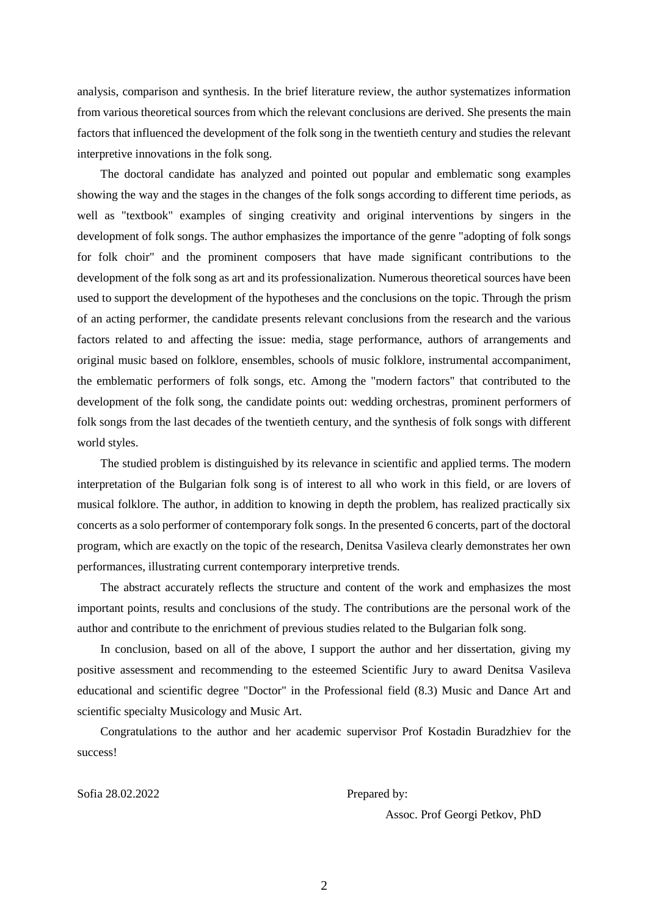analysis, comparison and synthesis. In the brief literature review, the author systematizes information from various theoretical sources from which the relevant conclusions are derived. She presents the main factors that influenced the development of the folk song in the twentieth century and studies the relevant interpretive innovations in the folk song.

The doctoral candidate has analyzed and pointed out popular and emblematic song examples showing the way and the stages in the changes of the folk songs according to different time periods, as well as "textbook" examples of singing creativity and original interventions by singers in the development of folk songs. The author emphasizes the importance of the genre "adopting of folk songs for folk choir" and the prominent composers that have made significant contributions to the development of the folk song as art and its professionalization. Numerous theoretical sources have been used to support the development of the hypotheses and the conclusions on the topic. Through the prism of an acting performer, the candidate presents relevant conclusions from the research and the various factors related to and affecting the issue: media, stage performance, authors of arrangements and original music based on folklore, ensembles, schools of music folklore, instrumental accompaniment, the emblematic performers of folk songs, etc. Among the "modern factors" that contributed to the development of the folk song, the candidate points out: wedding orchestras, prominent performers of folk songs from the last decades of the twentieth century, and the synthesis of folk songs with different world styles.

The studied problem is distinguished by its relevance in scientific and applied terms. The modern interpretation of the Bulgarian folk song is of interest to all who work in this field, or are lovers of musical folklore. The author, in addition to knowing in depth the problem, has realized practically six concerts as a solo performer of contemporary folk songs. In the presented 6 concerts, part of the doctoral program, which are exactly on the topic of the research, Denitsa Vasileva clearly demonstrates her own performances, illustrating current contemporary interpretive trends.

The abstract accurately reflects the structure and content of the work and emphasizes the most important points, results and conclusions of the study. The contributions are the personal work of the author and contribute to the enrichment of previous studies related to the Bulgarian folk song.

In conclusion, based on all of the above, I support the author and her dissertation, giving my positive assessment and recommending to the esteemed Scientific Jury to award Denitsa Vasileva educational and scientific degree "Doctor" in the Professional field (8.3) Music and Dance Art and scientific specialty Musicology and Music Art.

Congratulations to the author and her academic supervisor Prof Kostadin Buradzhiev for the success!

Sofia 28.02.2022

Prepared by:

Assoc. Prof Georgi Petkov, PhD